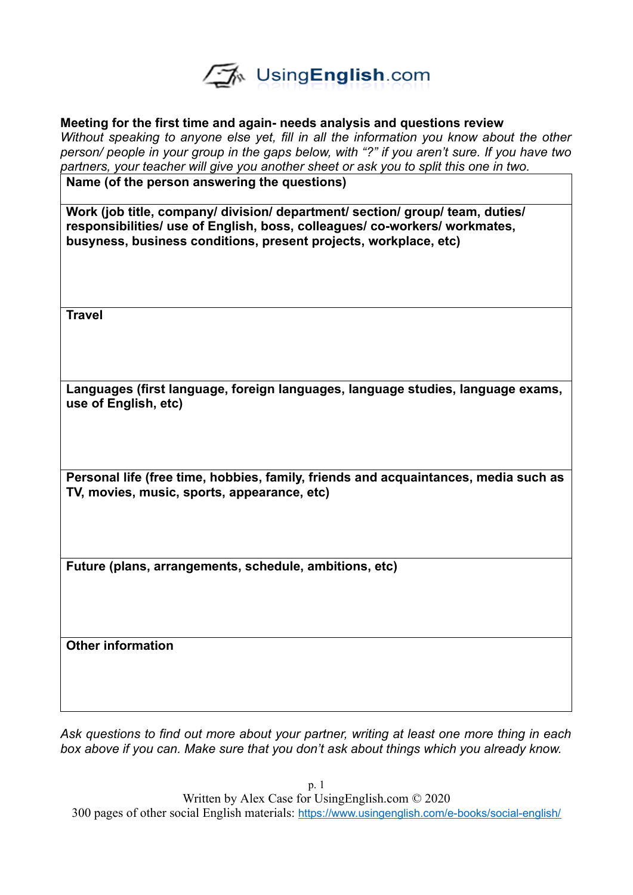**Meeting for the first time and again- needs analysis and questions review**

*Without speaking to anyone else yet, fill in all the information you know about the other person/ people in your group in the gaps below, with "?" if you aren't sure. If you have two partners, your teacher will give you another sheet or ask you to split this one in two.*

| **Name (of the person answering the questions)** |
|---|
| **Work (job title, company/ division/ department/ section/ group/ team, duties/ responsibilities/ use of English, boss, colleagues/ co-workers/ workmates, busyness, business conditions, present projects, workplace, etc)** |
| **Travel** |
| **Languages (first language, foreign languages, language studies, language exams, use of English, etc)** |
| **Personal life (free time, hobbies, family, friends and acquaintances, media such as TV, movies, music, sports, appearance, etc)** |
| **Future (plans, arrangements, schedule, ambitions, etc)** |
| **Other information** |

*Ask questions to find out more about your partner, writing at least one more thing in each box above if you can. Make sure that you don't ask about things which you already know.*

Written by Alex Case for UsingEnglish.com © 2020

300 pages of other social English materials: https://www.usingenglish.com/e-books/social-english/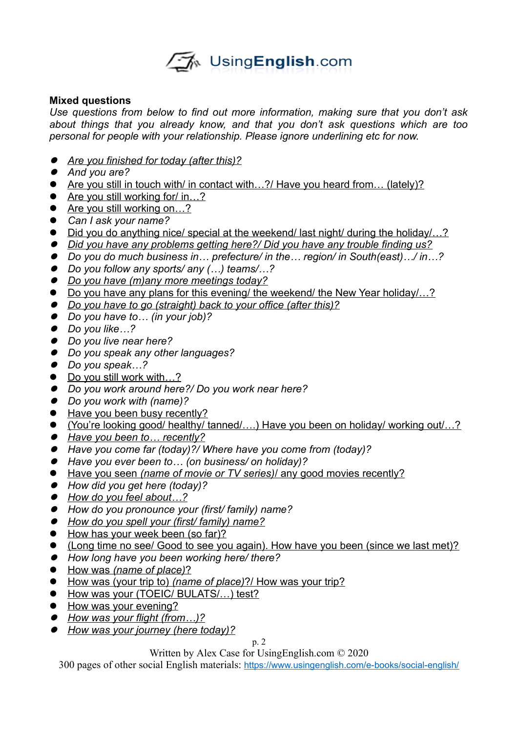**Mixed questions**

*Use questions from below to find out more information, making sure that you don't ask about things that you already know, and that you don't ask questions which are too personal for people with your relationship. Please ignore underlining etc for now.*

- *Are you finished for today (after this)?*
- *And you are?*
- Are you still in touch with/ in contact with…?/ Have you heard from… (lately)?
- Are you still working for/ in…?
- Are you still working on…?
- *Can I ask your name?*
- Did you do anything nice/ special at the weekend/ last night/ during the holiday/…?
- *Did you have any problems getting here?/ Did you have any trouble finding us?*
- *Do you do much business in… prefecture/ in the… region/ in South(east)…/ in…?*
- *Do you follow any sports/ any (…) teams/…?*
- *Do you have (m)any more meetings today?*
- Do you have any plans for this evening/ the weekend/ the New Year holiday/…?
- *Do you have to go (straight) back to your office (after this)?*
- *Do you have to… (in your job)?*
- *Do you like…?*
- *Do you live near here?*
- *Do you speak any other languages?*
- *Do you speak…?*
- Do you still work with…?
- *Do you work around here?/ Do you work near here?*
- *Do you work with (name)?*
- Have you been busy recently?
- (You're looking good/ healthy/ tanned/….) Have you been on holiday/ working out/…?
- *Have you been to… recently?*
- *Have you come far (today)?/ Where have you come from (today)?*
- *Have you ever been to… (on business/ on holiday)?*
- Have you seen *(name of movie or TV series)*/ any good movies recently?
- *How did you get here (today)?*
- *How do you feel about…?*
- *How do you pronounce your (first/ family) name?*
- *How do you spell your (first/ family) name?*
- How has your week been (so far)?
- (Long time no see/ Good to see you again). How have you been (since we last met)?
- *How long have you been working here/ there?*
- How was *(name of place)*?
- How was (your trip to) *(name of place)*?/ How was your trip?
- How was your (TOEIC/ BULATS/…) test?
- How was your evening?
- *How was your flight (from…)?*
- *How was your journey (here today)?*

Written by Alex Case for UsingEnglish.com © 2020
300 pages of other social English materials: https://www.usingenglish.com/e-books/social-english/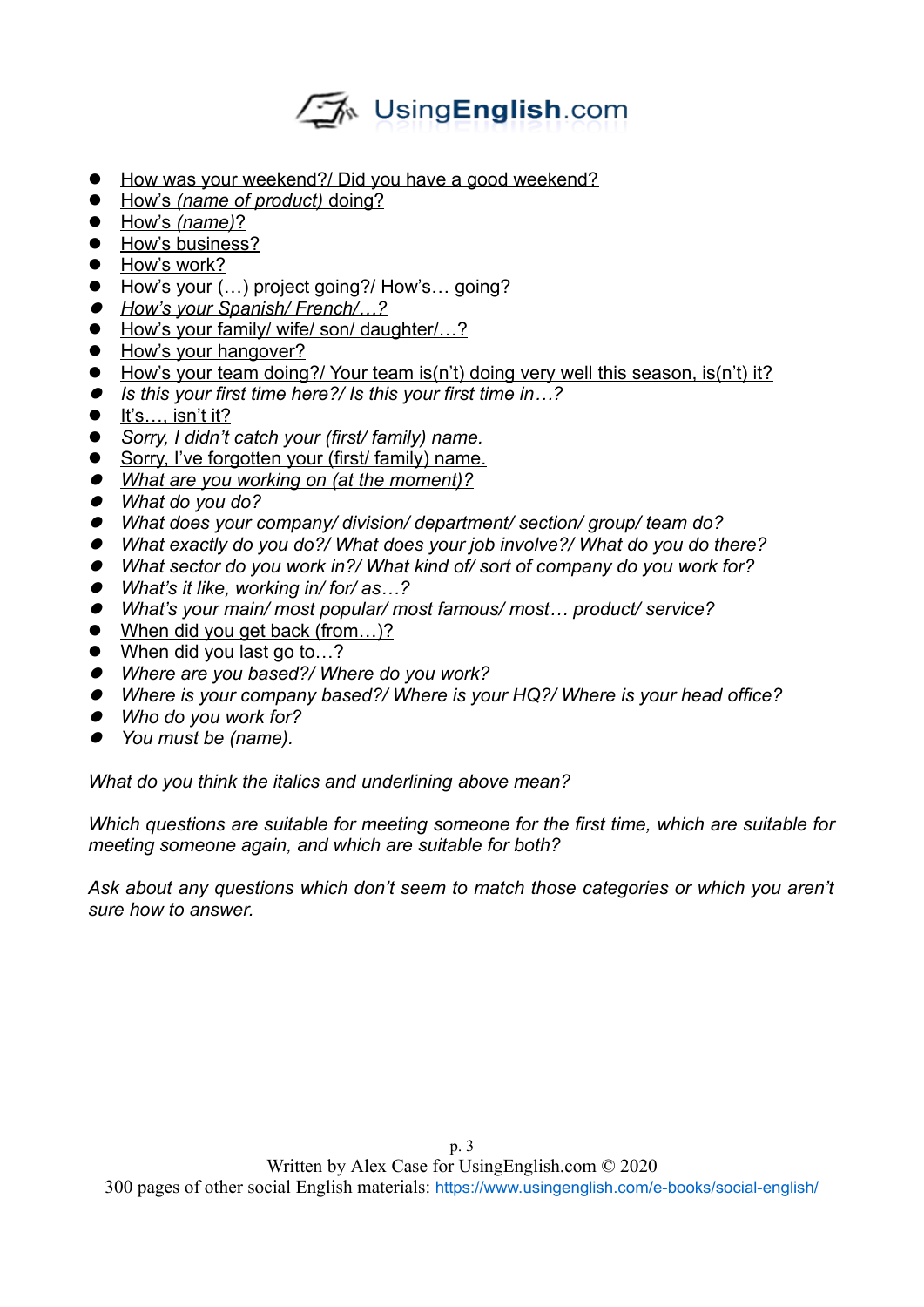- <u>How was your weekend?/ Did you have a good weekend?</u>
- <u>How's *(name of product)* doing?</u>
- <u>How's *(name)*?</u>
- <u>How's business?</u>
- <u>How's work?</u>
- <u>How's your (…) project going?/ How's… going?</u>
- *<u>How's your Spanish/ French/…?</u>*
- <u>How's your family/ wife/ son/ daughter/…?</u>
- <u>How's your hangover?</u>
- <u>How's your team doing?/ Your team is(n't) doing very well this season, is(n't) it?</u>
- *Is this your first time here?/ Is this your first time in…?*
- <u>It's…, isn't it?</u>
- *Sorry, I didn't catch your (first/ family) name.*
- <u>Sorry, I've forgotten your (first/ family) name.</u>
- *<u>What are you working on (at the moment)?</u>*
- *What do you do?*
- *What does your company/ division/ department/ section/ group/ team do?*
- *What exactly do you do?/ What does your job involve?/ What do you do there?*
- *What sector do you work in?/ What kind of/ sort of company do you work for?*
- *What's it like, working in/ for/ as…?*
- *What's your main/ most popular/ most famous/ most… product/ service?*
- <u>When did you get back (from…)?</u>
- <u>When did you last go to…?</u>
- *Where are you based?/ Where do you work?*
- *Where is your company based?/ Where is your HQ?/ Where is your head office?*
- *Who do you work for?*
- *You must be (name).*

*What do you think the italics and <u>underlining</u> above mean?*

*Which questions are suitable for meeting someone for the first time, which are suitable for meeting someone again, and which are suitable for both?*

*Ask about any questions which don't seem to match those categories or which you aren't sure how to answer.*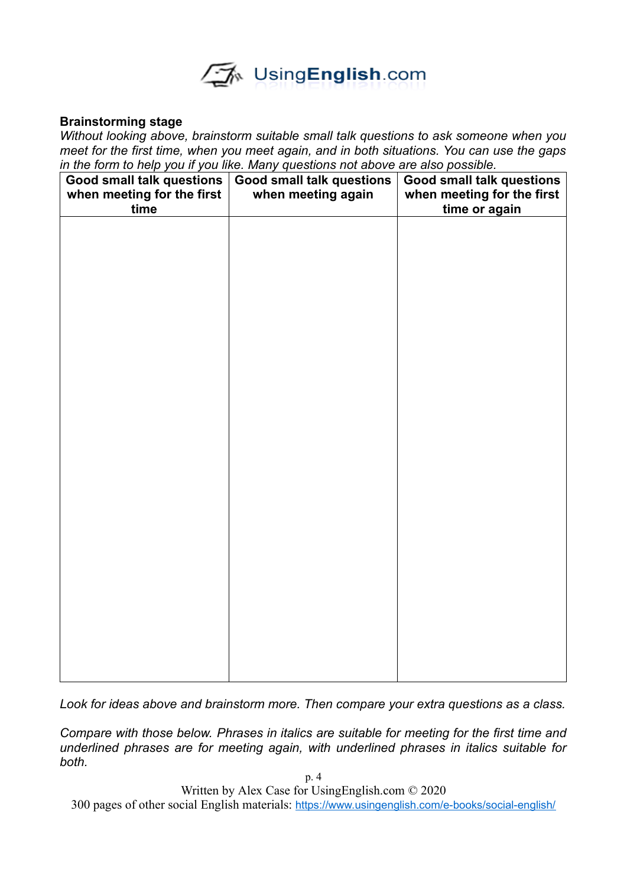**Brainstorming stage**

*Without looking above, brainstorm suitable small talk questions to ask someone when you meet for the first time, when you meet again, and in both situations. You can use the gaps in the form to help you if you like. Many questions not above are also possible.*

| Good small talk questions when meeting for the first time | Good small talk questions when meeting again | Good small talk questions when meeting for the first time or again |
|---|---|---|
| | | |

*Look for ideas above and brainstorm more. Then compare your extra questions as a class.*

*Compare with those below. Phrases in italics are suitable for meeting for the first time and underlined phrases are for meeting again, with underlined phrases in italics suitable for both.*

Written by Alex Case for UsingEnglish.com © 2020

300 pages of other social English materials: https://www.usingenglish.com/e-books/social-english/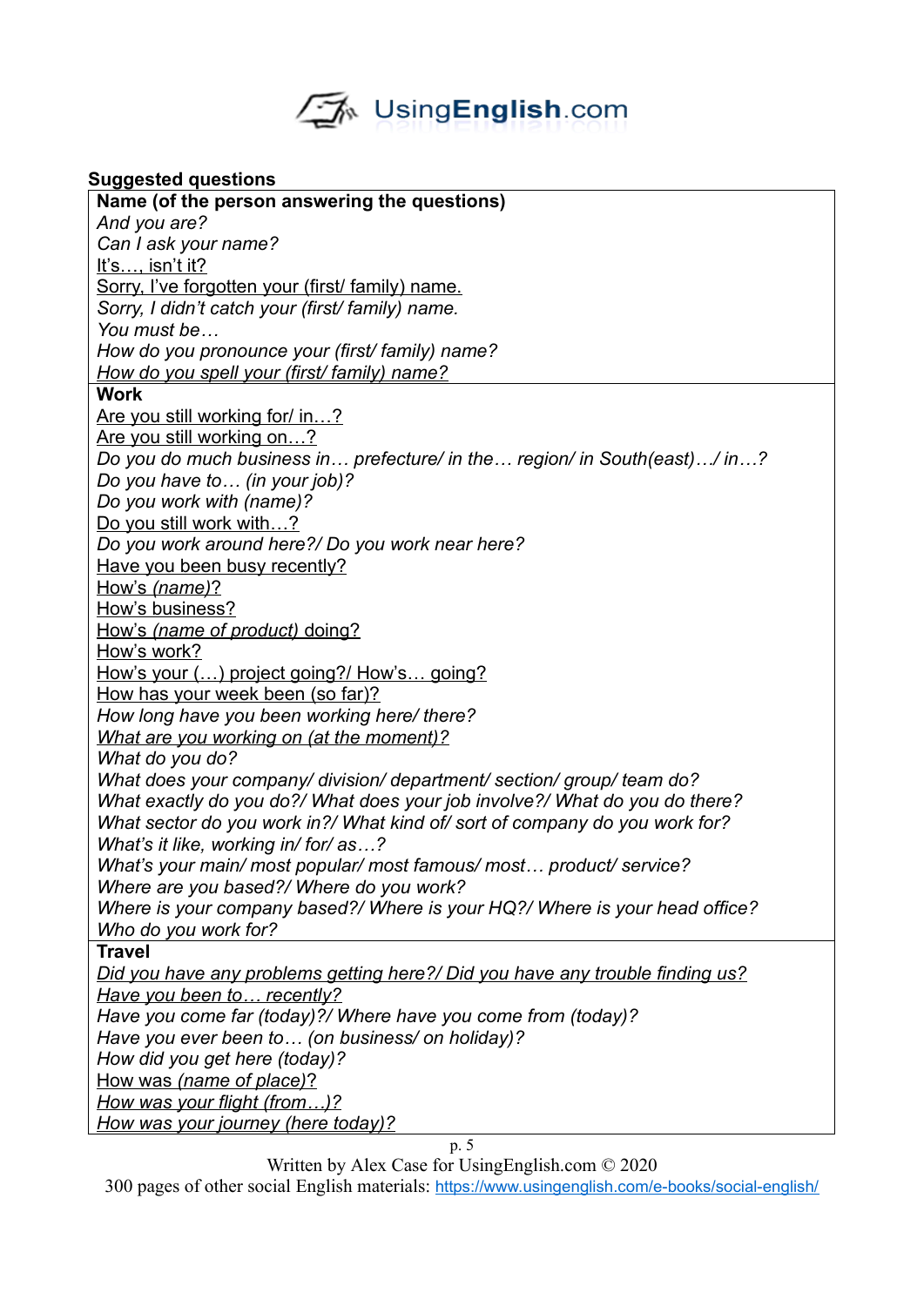**Suggested questions**

**Name (of the person answering the questions)**

*And you are?*
*Can I ask your name?*
It's…, isn't it?
Sorry, I've forgotten your (first/ family) name.
*Sorry, I didn't catch your (first/ family) name.*
*You must be…*
*How do you pronounce your (first/ family) name?*
*How do you spell your (first/ family) name?*

**Work**

Are you still working for/ in…?
Are you still working on…?
*Do you do much business in… prefecture/ in the… region/ in South(east)…/ in…?*
*Do you have to… (in your job)?*
*Do you work with (name)?*
Do you still work with…?
*Do you work around here?/ Do you work near here?*
Have you been busy recently?
How's *(name)*?
How's business?
How's *(name of product)* doing?
How's work?
How's your (…) project going?/ How's… going?
How has your week been (so far)?
*How long have you been working here/ there?*
*What are you working on (at the moment)?*
*What do you do?*
*What does your company/ division/ department/ section/ group/ team do?*
*What exactly do you do?/ What does your job involve?/ What do you do there?*
*What sector do you work in?/ What kind of/ sort of company do you work for?*
*What's it like, working in/ for/ as…?*
*What's your main/ most popular/ most famous/ most… product/ service?*
*Where are you based?/ Where do you work?*
*Where is your company based?/ Where is your HQ?/ Where is your head office?*
*Who do you work for?*

**Travel**

*Did you have any problems getting here?/ Did you have any trouble finding us?*
*Have you been to… recently?*
*Have you come far (today)?/ Where have you come from (today)?*
*Have you ever been to… (on business/ on holiday)?*
*How did you get here (today)?*
How was *(name of place)*?
*How was your flight (from…)?*
*How was your journey (here today)?*

Written by Alex Case for UsingEnglish.com © 2020
300 pages of other social English materials: https://www.usingenglish.com/e-books/social-english/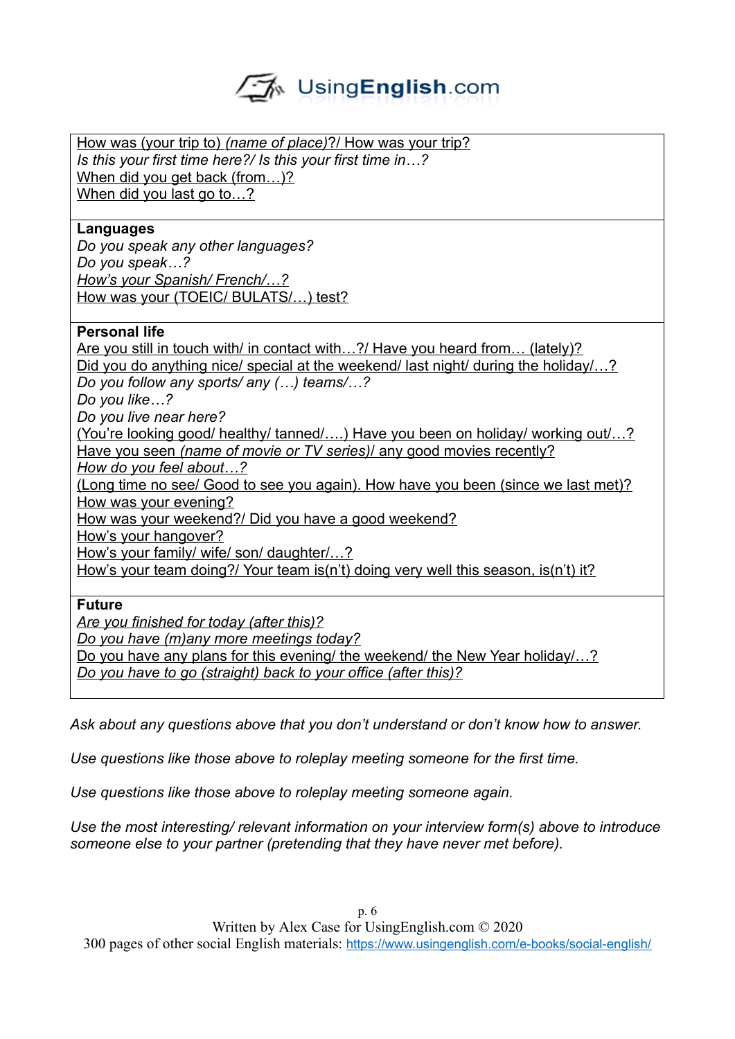How was (your trip to) *(name of place)*?/ How was your trip?
*Is this your first time here?/ Is this your first time in…?*
When did you get back (from…)?
When did you last go to…?

**Languages**
*Do you speak any other languages?*
*Do you speak…?*
*How's your Spanish/ French/…?*
How was your (TOEIC/ BULATS/…) test?

**Personal life**
Are you still in touch with/ in contact with…?/ Have you heard from… (lately)?
Did you do anything nice/ special at the weekend/ last night/ during the holiday/…?
*Do you follow any sports/ any (…) teams/…?*
*Do you like…?*
*Do you live near here?*
(You're looking good/ healthy/ tanned/….) Have you been on holiday/ working out/…?
Have you seen *(name of movie or TV series)*/ any good movies recently?
*How do you feel about…?*
(Long time no see/ Good to see you again). How have you been (since we last met)?
How was your evening?
How was your weekend?/ Did you have a good weekend?
How's your hangover?
How's your family/ wife/ son/ daughter/…?
How's your team doing?/ Your team is(n't) doing very well this season, is(n't) it?

**Future**
*Are you finished for today (after this)?*
*Do you have (m)any more meetings today?*
Do you have any plans for this evening/ the weekend/ the New Year holiday/…?
*Do you have to go (straight) back to your office (after this)?*

*Ask about any questions above that you don't understand or don't know how to answer.*

*Use questions like those above to roleplay meeting someone for the first time.*

*Use questions like those above to roleplay meeting someone again.*

*Use the most interesting/ relevant information on your interview form(s) above to introduce someone else to your partner (pretending that they have never met before).*

Written by Alex Case for UsingEnglish.com © 2020
300 pages of other social English materials: https://www.usingenglish.com/e-books/social-english/